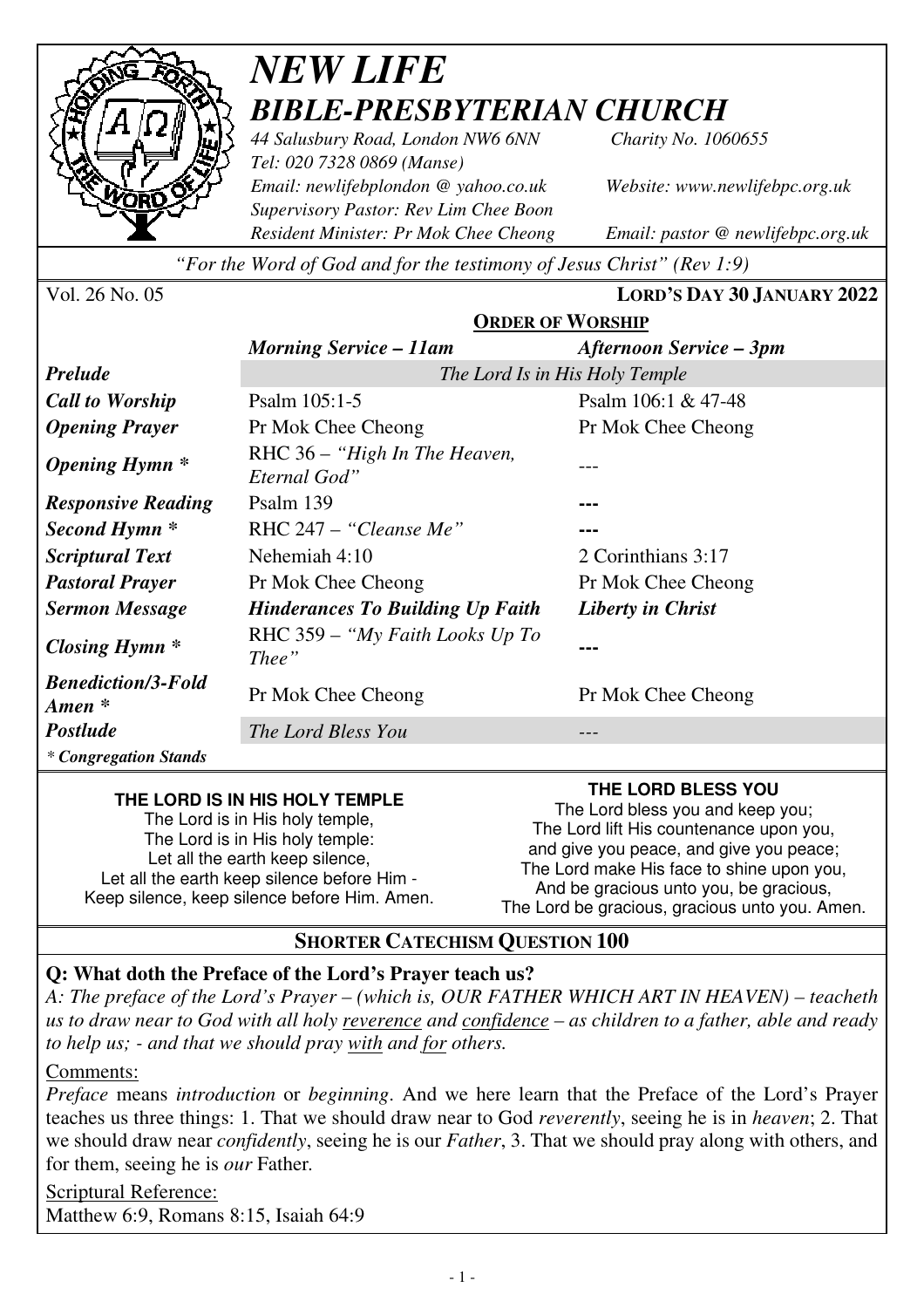# *NEW LIFE*
# *BIBLE-PRESBYTERIAN CHURCH*

*44 Salusbury Road, London NW6 6NN* *Charity No. 1060655*
*Tel: 020 7328 0869 (Manse)*
*Email: newlifebplondon @ yahoo.co.uk* *Website: www.newlifebpc.org.uk*
*Supervisory Pastor: Rev Lim Chee Boon*
*Resident Minister: Pr Mok Chee Cheong* *Email: pastor @ newlifebpc.org.uk*

*"For the Word of God and for the testimony of Jesus Christ" (Rev 1:9)*

Vol. 26 No. 05 **LORD'S DAY 30 JANUARY 2022**

## ORDER OF WORSHIP

| | *Morning Service – 11am* | *Afternoon Service – 3pm* |
|---|---|---|
| ***Prelude*** | *The Lord Is in His Holy Temple* | |
| ***Call to Worship*** | Psalm 105:1-5 | Psalm 106:1 & 47-48 |
| ***Opening Prayer*** | Pr Mok Chee Cheong | Pr Mok Chee Cheong |
| ***Opening Hymn **** | RHC 36 – *"High In The Heaven, Eternal God"* | --- |
| ***Responsive Reading*** | Psalm 139 | --- |
| ***Second Hymn **** | RHC 247 – *"Cleanse Me"* | --- |
| ***Scriptural Text*** | Nehemiah 4:10 | 2 Corinthians 3:17 |
| ***Pastoral Prayer*** | Pr Mok Chee Cheong | Pr Mok Chee Cheong |
| ***Sermon Message*** | ***Hinderances To Building Up Faith*** | ***Liberty in Christ*** |
| ***Closing Hymn **** | RHC 359 – *"My Faith Looks Up To Thee"* | --- |
| ***Benediction/3-Fold Amen **** | Pr Mok Chee Cheong | Pr Mok Chee Cheong |
| ***Postlude*** | *The Lord Bless You* | --- |

*** Congregation Stands***

**THE LORD IS IN HIS HOLY TEMPLE**

The Lord is in His holy temple,
The Lord is in His holy temple:
Let all the earth keep silence,
Let all the earth keep silence before Him -
Keep silence, keep silence before Him. Amen.

**THE LORD BLESS YOU**

The Lord bless you and keep you;
The Lord lift His countenance upon you,
and give you peace, and give you peace;
The Lord make His face to shine upon you,
And be gracious unto you, be gracious,
The Lord be gracious, gracious unto you. Amen.

## SHORTER CATECHISM QUESTION 100

**Q: What doth the Preface of the Lord's Prayer teach us?**

*A: The preface of the Lord's Prayer – (which is, OUR FATHER WHICH ART IN HEAVEN) – teacheth us to draw near to God with all holy reverence and confidence – as children to a father, able and ready to help us; - and that we should pray with and for others.*

Comments:

*Preface* means *introduction* or *beginning*. And we here learn that the Preface of the Lord's Prayer teaches us three things: 1. That we should draw near to God *reverently*, seeing he is in *heaven*; 2. That we should draw near *confidently*, seeing he is our *Father*, 3. That we should pray along with others, and for them, seeing he is *our* Father.

Scriptural Reference:

Matthew 6:9, Romans 8:15, Isaiah 64:9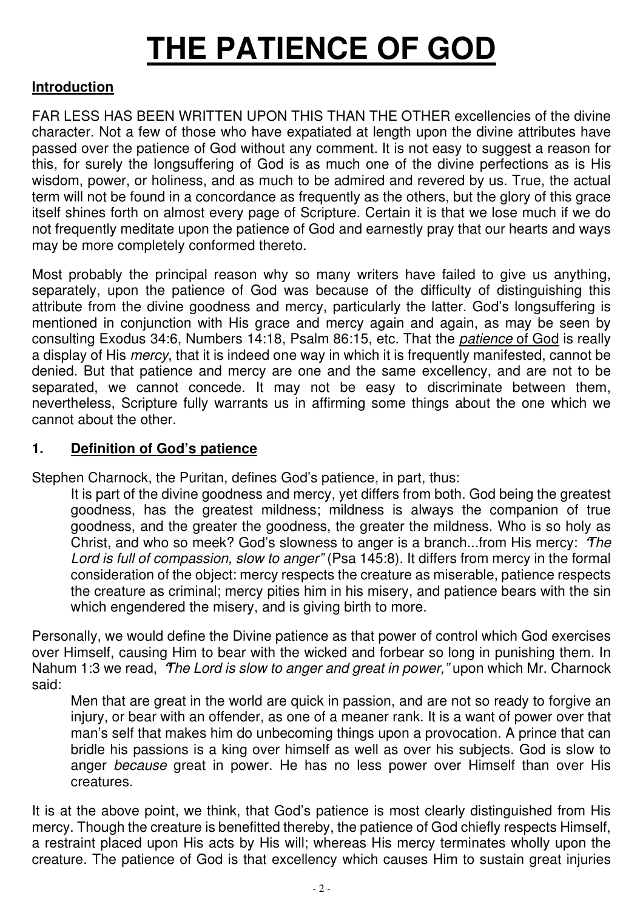# THE PATIENCE OF GOD

## Introduction

FAR LESS HAS BEEN WRITTEN UPON THIS THAN THE OTHER excellencies of the divine character. Not a few of those who have expatiated at length upon the divine attributes have passed over the patience of God without any comment. It is not easy to suggest a reason for this, for surely the longsuffering of God is as much one of the divine perfections as is His wisdom, power, or holiness, and as much to be admired and revered by us. True, the actual term will not be found in a concordance as frequently as the others, but the glory of this grace itself shines forth on almost every page of Scripture. Certain it is that we lose much if we do not frequently meditate upon the patience of God and earnestly pray that our hearts and ways may be more completely conformed thereto.

Most probably the principal reason why so many writers have failed to give us anything, separately, upon the patience of God was because of the difficulty of distinguishing this attribute from the divine goodness and mercy, particularly the latter. God's longsuffering is mentioned in conjunction with His grace and mercy again and again, as may be seen by consulting Exodus 34:6, Numbers 14:18, Psalm 86:15, etc. That the *patience* of God is really a display of His *mercy*, that it is indeed one way in which it is frequently manifested, cannot be denied. But that patience and mercy are one and the same excellency, and are not to be separated, we cannot concede. It may not be easy to discriminate between them, nevertheless, Scripture fully warrants us in affirming some things about the one which we cannot about the other.

## 1. Definition of God's patience

Stephen Charnock, the Puritan, defines God's patience, in part, thus:

> It is part of the divine goodness and mercy, yet differs from both. God being the greatest goodness, has the greatest mildness; mildness is always the companion of true goodness, and the greater the goodness, the greater the mildness. Who is so holy as Christ, and who so meek? God's slowness to anger is a branch...from His mercy: *"The Lord is full of compassion, slow to anger"* (Psa 145:8). It differs from mercy in the formal consideration of the object: mercy respects the creature as miserable, patience respects the creature as criminal; mercy pities him in his misery, and patience bears with the sin which engendered the misery, and is giving birth to more.

Personally, we would define the Divine patience as that power of control which God exercises over Himself, causing Him to bear with the wicked and forbear so long in punishing them. In Nahum 1:3 we read, *"The Lord is slow to anger and great in power,"* upon which Mr. Charnock said:

> Men that are great in the world are quick in passion, and are not so ready to forgive an injury, or bear with an offender, as one of a meaner rank. It is a want of power over that man's self that makes him do unbecoming things upon a provocation. A prince that can bridle his passions is a king over himself as well as over his subjects. God is slow to anger *because* great in power. He has no less power over Himself than over His creatures.

It is at the above point, we think, that God's patience is most clearly distinguished from His mercy. Though the creature is benefitted thereby, the patience of God chiefly respects Himself, a restraint placed upon His acts by His will; whereas His mercy terminates wholly upon the creature. The patience of God is that excellency which causes Him to sustain great injuries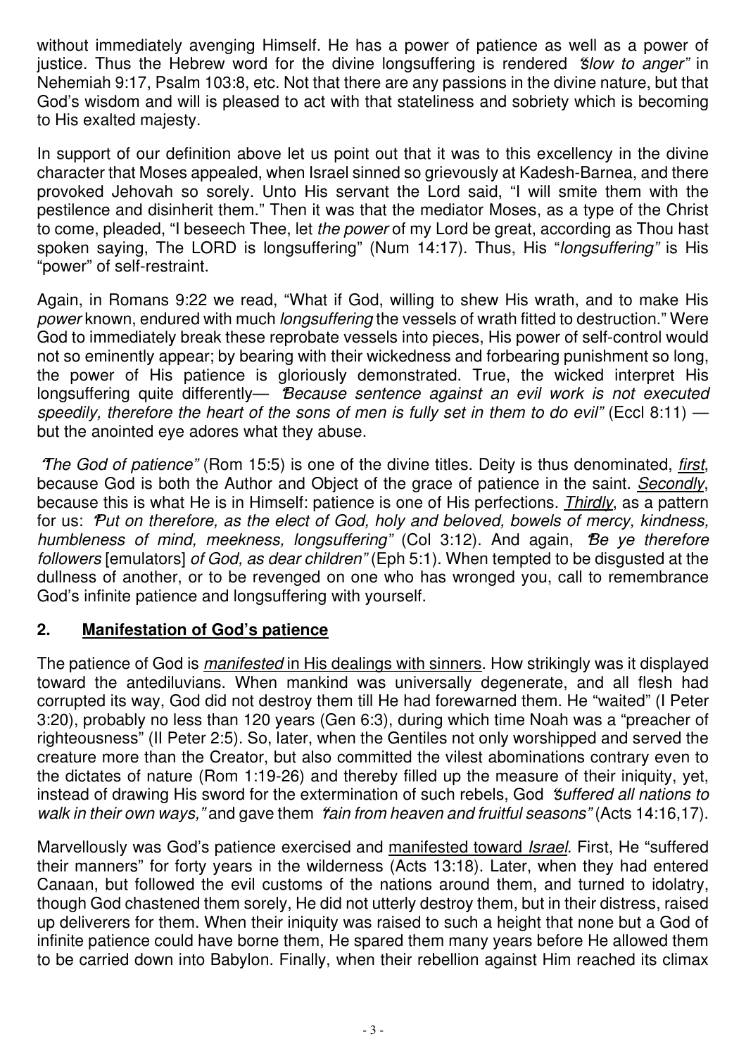without immediately avenging Himself. He has a power of patience as well as a power of justice. Thus the Hebrew word for the divine longsuffering is rendered *"slow to anger"* in Nehemiah 9:17, Psalm 103:8, etc. Not that there are any passions in the divine nature, but that God's wisdom and will is pleased to act with that stateliness and sobriety which is becoming to His exalted majesty.

In support of our definition above let us point out that it was to this excellency in the divine character that Moses appealed, when Israel sinned so grievously at Kadesh-Barnea, and there provoked Jehovah so sorely. Unto His servant the Lord said, "I will smite them with the pestilence and disinherit them." Then it was that the mediator Moses, as a type of the Christ to come, pleaded, "I beseech Thee, let *the power* of my Lord be great, according as Thou hast spoken saying, The LORD is longsuffering" (Num 14:17). Thus, His "*longsuffering"* is His "power" of self-restraint.

Again, in Romans 9:22 we read, "What if God, willing to shew His wrath, and to make His *power* known, endured with much *longsuffering* the vessels of wrath fitted to destruction." Were God to immediately break these reprobate vessels into pieces, His power of self-control would not so eminently appear; by bearing with their wickedness and forbearing punishment so long, the power of His patience is gloriously demonstrated. True, the wicked interpret His longsuffering quite differently— *"Because sentence against an evil work is not executed speedily, therefore the heart of the sons of men is fully set in them to do evil"* (Eccl 8:11) — but the anointed eye adores what they abuse.

*"The God of patience"* (Rom 15:5) is one of the divine titles. Deity is thus denominated, *first*, because God is both the Author and Object of the grace of patience in the saint. *Secondly*, because this is what He is in Himself: patience is one of His perfections. *Thirdly*, as a pattern for us: *"Put on therefore, as the elect of God, holy and beloved, bowels of mercy, kindness, humbleness of mind, meekness, longsuffering"* (Col 3:12). And again, *"Be ye therefore followers* [emulators] *of God, as dear children"* (Eph 5:1). When tempted to be disgusted at the dullness of another, or to be revenged on one who has wronged you, call to remembrance God's infinite patience and longsuffering with yourself.

## 2. Manifestation of God's patience

The patience of God is *manifested* in His dealings with sinners. How strikingly was it displayed toward the antediluvians. When mankind was universally degenerate, and all flesh had corrupted its way, God did not destroy them till He had forewarned them. He "waited" (I Peter 3:20), probably no less than 120 years (Gen 6:3), during which time Noah was a "preacher of righteousness" (II Peter 2:5). So, later, when the Gentiles not only worshipped and served the creature more than the Creator, but also committed the vilest abominations contrary even to the dictates of nature (Rom 1:19-26) and thereby filled up the measure of their iniquity, yet, instead of drawing His sword for the extermination of such rebels, God *"suffered all nations to walk in their own ways,"* and gave them *"rain from heaven and fruitful seasons"* (Acts 14:16,17).

Marvellously was God's patience exercised and manifested toward *Israel*. First, He "suffered their manners" for forty years in the wilderness (Acts 13:18). Later, when they had entered Canaan, but followed the evil customs of the nations around them, and turned to idolatry, though God chastened them sorely, He did not utterly destroy them, but in their distress, raised up deliverers for them. When their iniquity was raised to such a height that none but a God of infinite patience could have borne them, He spared them many years before He allowed them to be carried down into Babylon. Finally, when their rebellion against Him reached its climax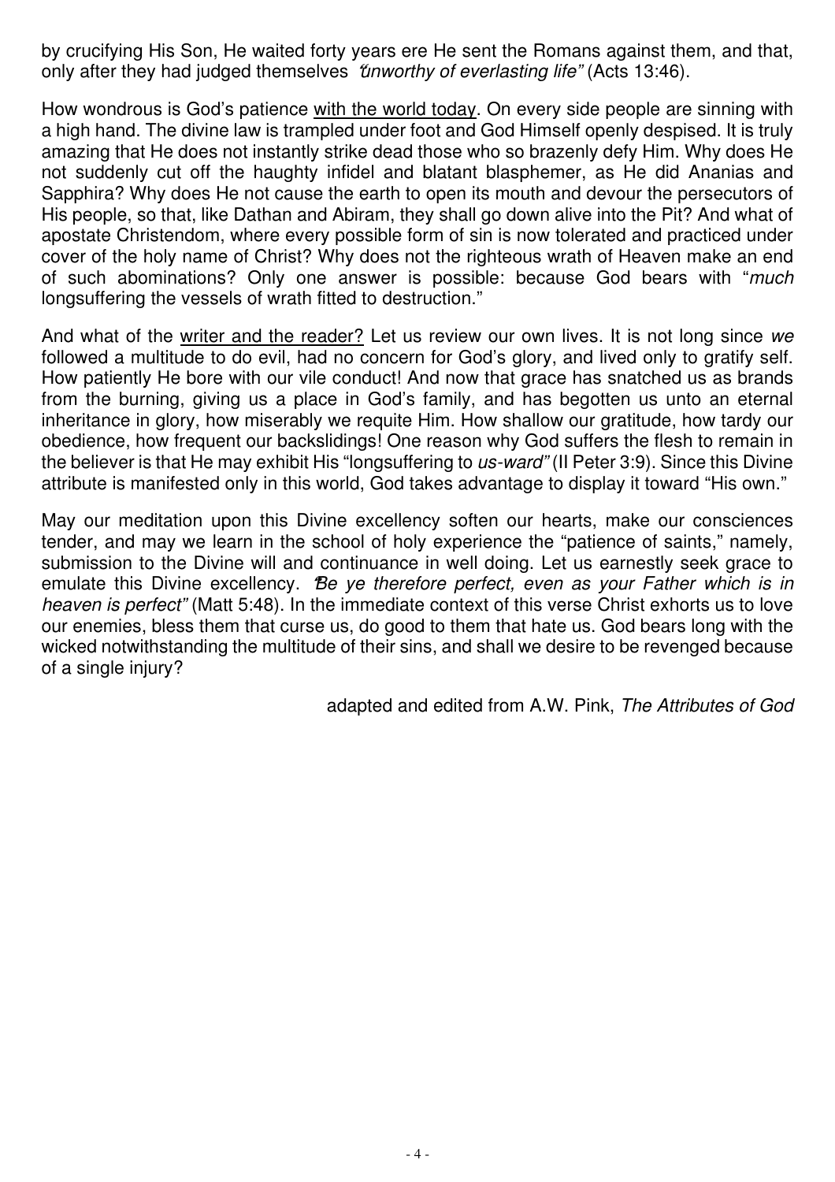by crucifying His Son, He waited forty years ere He sent the Romans against them, and that, only after they had judged themselves *"unworthy of everlasting life"* (Acts 13:46).

How wondrous is God's patience <u>with the world today</u>. On every side people are sinning with a high hand. The divine law is trampled under foot and God Himself openly despised. It is truly amazing that He does not instantly strike dead those who so brazenly defy Him. Why does He not suddenly cut off the haughty infidel and blatant blasphemer, as He did Ananias and Sapphira? Why does He not cause the earth to open its mouth and devour the persecutors of His people, so that, like Dathan and Abiram, they shall go down alive into the Pit? And what of apostate Christendom, where every possible form of sin is now tolerated and practiced under cover of the holy name of Christ? Why does not the righteous wrath of Heaven make an end of such abominations? Only one answer is possible: because God bears with "*much* longsuffering the vessels of wrath fitted to destruction."

And what of the <u>writer and the reader?</u> Let us review our own lives. It is not long since *we* followed a multitude to do evil, had no concern for God's glory, and lived only to gratify self. How patiently He bore with our vile conduct! And now that grace has snatched us as brands from the burning, giving us a place in God's family, and has begotten us unto an eternal inheritance in glory, how miserably we requite Him. How shallow our gratitude, how tardy our obedience, how frequent our backslidings! One reason why God suffers the flesh to remain in the believer is that He may exhibit His "longsuffering to *us-ward"* (II Peter 3:9). Since this Divine attribute is manifested only in this world, God takes advantage to display it toward "His own."

May our meditation upon this Divine excellency soften our hearts, make our consciences tender, and may we learn in the school of holy experience the "patience of saints," namely, submission to the Divine will and continuance in well doing. Let us earnestly seek grace to emulate this Divine excellency. *"Be ye therefore perfect, even as your Father which is in heaven is perfect"* (Matt 5:48). In the immediate context of this verse Christ exhorts us to love our enemies, bless them that curse us, do good to them that hate us. God bears long with the wicked notwithstanding the multitude of their sins, and shall we desire to be revenged because of a single injury?

adapted and edited from A.W. Pink, *The Attributes of God*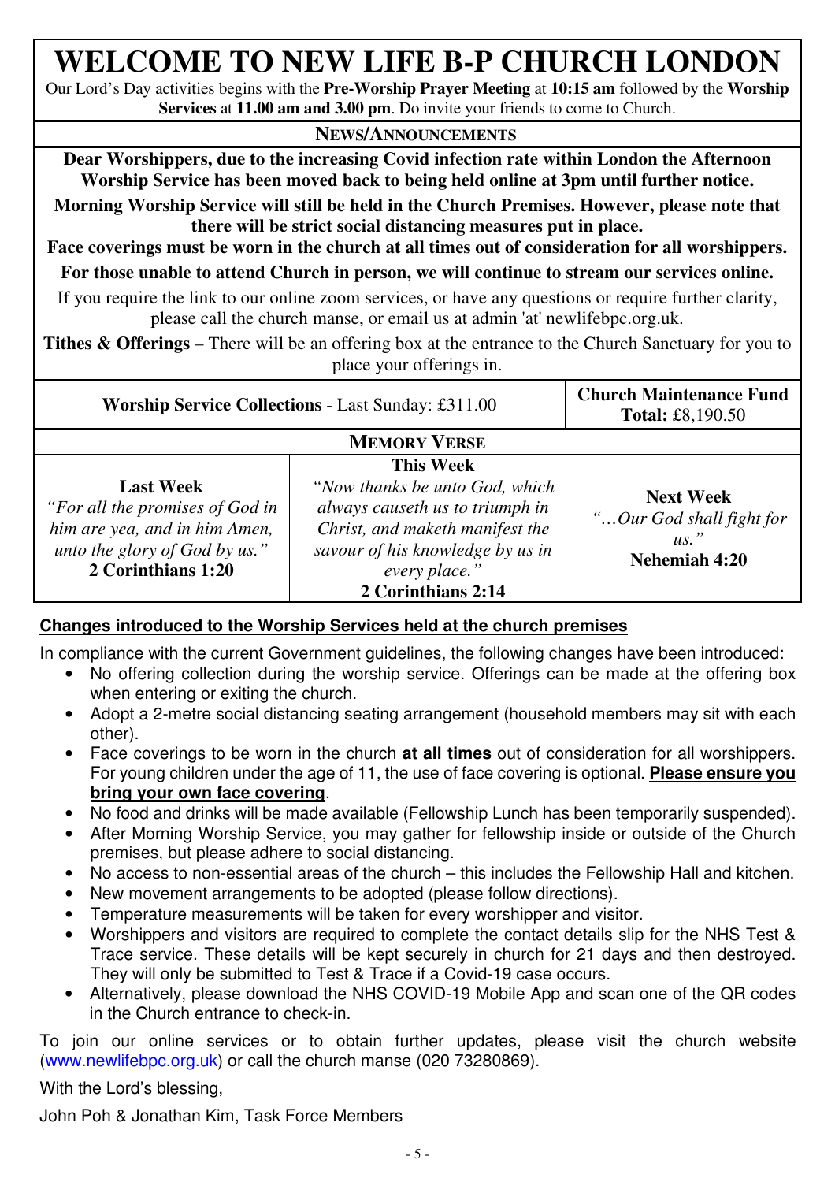# WELCOME TO NEW LIFE B-P CHURCH LONDON

Our Lord's Day activities begins with the **Pre-Worship Prayer Meeting** at **10:15 am** followed by the **Worship Services** at **11.00 am and 3.00 pm**. Do invite your friends to come to Church.

## NEWS/ANNOUNCEMENTS

**Dear Worshippers, due to the increasing Covid infection rate within London the Afternoon Worship Service has been moved back to being held online at 3pm until further notice.**

**Morning Worship Service will still be held in the Church Premises. However, please note that there will be strict social distancing measures put in place.**

**Face coverings must be worn in the church at all times out of consideration for all worshippers.**

**For those unable to attend Church in person, we will continue to stream our services online.**

If you require the link to our online zoom services, or have any questions or require further clarity, please call the church manse, or email us at admin 'at' newlifebpc.org.uk.

**Tithes & Offerings** – There will be an offering box at the entrance to the Church Sanctuary for you to place your offerings in.

| **Worship Service Collections** - Last Sunday: £311.00 | **Church Maintenance Fund Total:** £8,190.50 |
|---|---|

## MEMORY VERSE

| **Last Week** | **This Week** | **Next Week** |
|---|---|---|
| *"For all the promises of God in him are yea, and in him Amen, unto the glory of God by us."* **2 Corinthians 1:20** | *"Now thanks be unto God, which always causeth us to triumph in Christ, and maketh manifest the savour of his knowledge by us in every place."* **2 Corinthians 2:14** | *"…Our God shall fight for us."* **Nehemiah 4:20** |

## Changes introduced to the Worship Services held at the church premises

In compliance with the current Government guidelines, the following changes have been introduced:

- No offering collection during the worship service. Offerings can be made at the offering box when entering or exiting the church.
- Adopt a 2-metre social distancing seating arrangement (household members may sit with each other).
- Face coverings to be worn in the church **at all times** out of consideration for all worshippers. For young children under the age of 11, the use of face covering is optional. **Please ensure you bring your own face covering**.
- No food and drinks will be made available (Fellowship Lunch has been temporarily suspended).
- After Morning Worship Service, you may gather for fellowship inside or outside of the Church premises, but please adhere to social distancing.
- No access to non-essential areas of the church – this includes the Fellowship Hall and kitchen.
- New movement arrangements to be adopted (please follow directions).
- Temperature measurements will be taken for every worshipper and visitor.
- Worshippers and visitors are required to complete the contact details slip for the NHS Test & Trace service. These details will be kept securely in church for 21 days and then destroyed. They will only be submitted to Test & Trace if a Covid-19 case occurs.
- Alternatively, please download the NHS COVID-19 Mobile App and scan one of the QR codes in the Church entrance to check-in.

To join our online services or to obtain further updates, please visit the church website (www.newlifebpc.org.uk) or call the church manse (020 73280869).

With the Lord's blessing,

John Poh & Jonathan Kim, Task Force Members